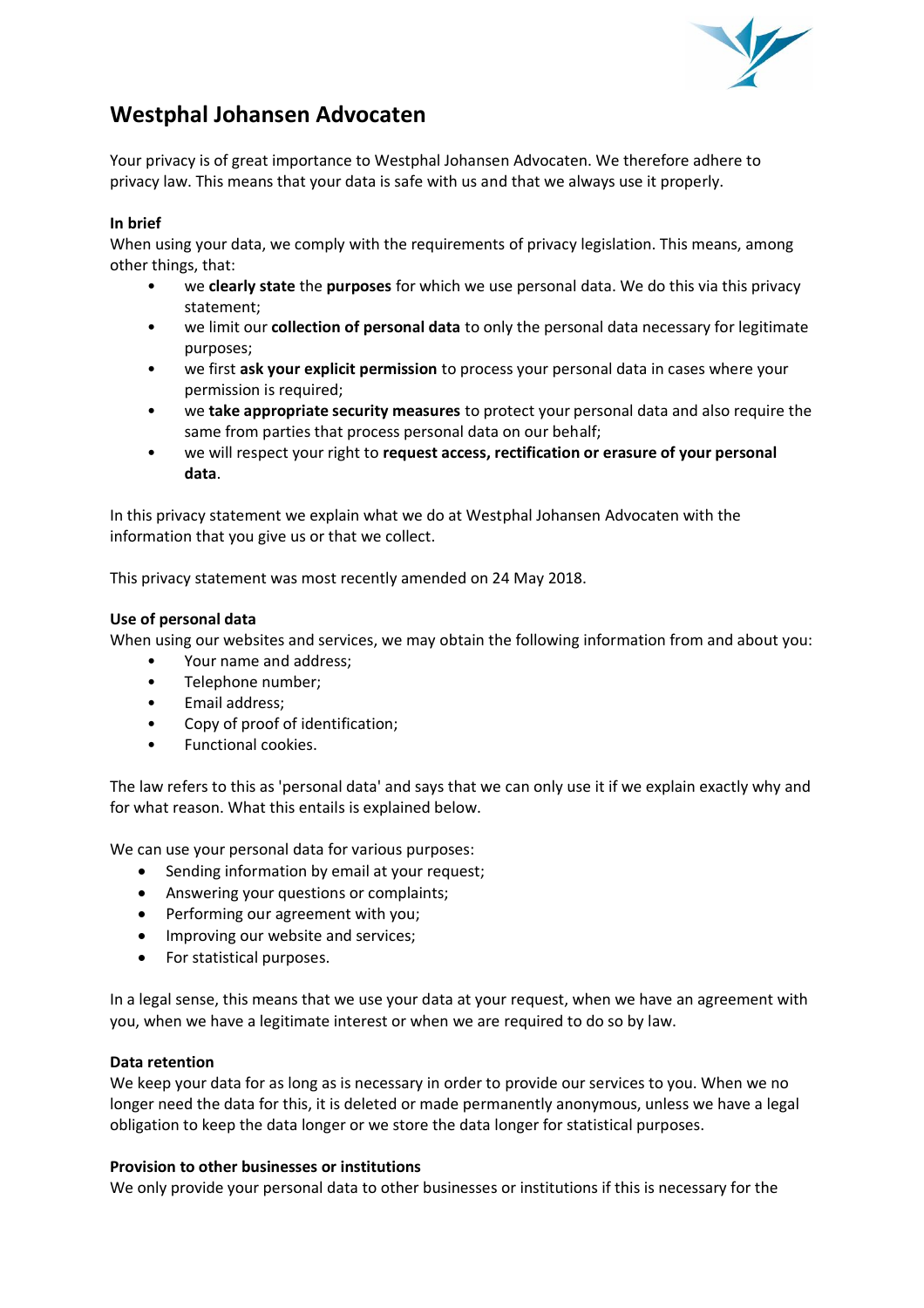# Westphal Johansen Advocaten

Your privacy is of great importance to Westphal Johansen Advocaten. We therefore adhere to privacy law. This means that your data is safe with us and that we always use it properly.

**In brief**

When using your data, we comply with the requirements of privacy legislation. This means, among other things, that:

- we **clearly state** the **purposes** for which we use personal data. We do this via this privacy statement;
- we limit our **collection of personal data** to only the personal data necessary for legitimate purposes;
- we first **ask your explicit permission** to process your personal data in cases where your permission is required;
- we **take appropriate security measures** to protect your personal data and also require the same from parties that process personal data on our behalf;
- we will respect your right to **request access, rectification or erasure of your personal data**.

In this privacy statement we explain what we do at Westphal Johansen Advocaten with the information that you give us or that we collect.

This privacy statement was most recently amended on 24 May 2018.

**Use of personal data**

When using our websites and services, we may obtain the following information from and about you:

- Your name and address;
- Telephone number;
- Email address;
- Copy of proof of identification;
- Functional cookies.

The law refers to this as 'personal data' and says that we can only use it if we explain exactly why and for what reason. What this entails is explained below.

We can use your personal data for various purposes:

- Sending information by email at your request;
- Answering your questions or complaints;
- Performing our agreement with you;
- Improving our website and services;
- For statistical purposes.

In a legal sense, this means that we use your data at your request, when we have an agreement with you, when we have a legitimate interest or when we are required to do so by law.

**Data retention**

We keep your data for as long as is necessary in order to provide our services to you. When we no longer need the data for this, it is deleted or made permanently anonymous, unless we have a legal obligation to keep the data longer or we store the data longer for statistical purposes.

**Provision to other businesses or institutions**

We only provide your personal data to other businesses or institutions if this is necessary for the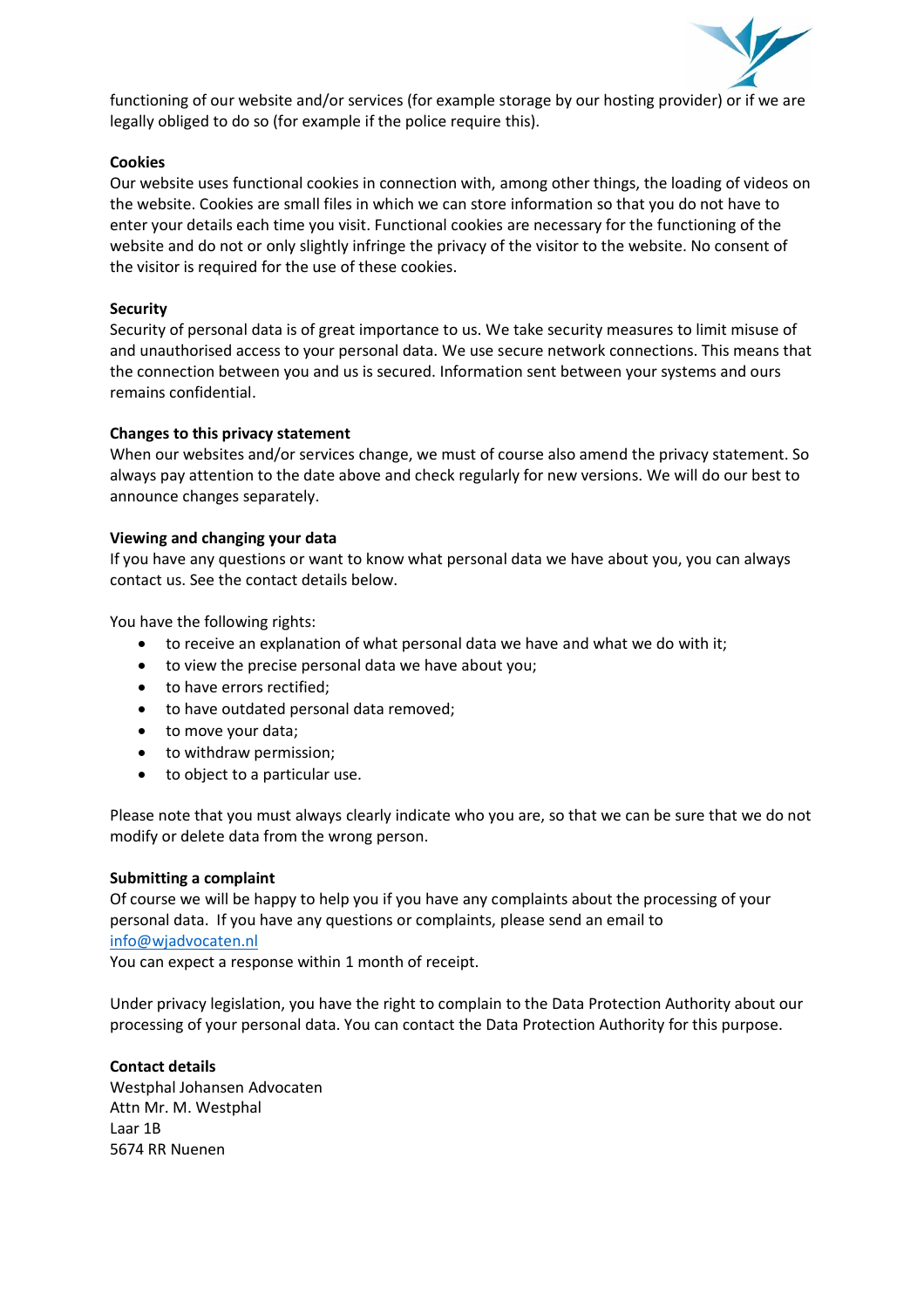functioning of our website and/or services (for example storage by our hosting provider) or if we are legally obliged to do so (for example if the police require this).

**Cookies**

Our website uses functional cookies in connection with, among other things, the loading of videos on the website. Cookies are small files in which we can store information so that you do not have to enter your details each time you visit. Functional cookies are necessary for the functioning of the website and do not or only slightly infringe the privacy of the visitor to the website. No consent of the visitor is required for the use of these cookies.

**Security**

Security of personal data is of great importance to us. We take security measures to limit misuse of and unauthorised access to your personal data. We use secure network connections. This means that the connection between you and us is secured. Information sent between your systems and ours remains confidential.

**Changes to this privacy statement**

When our websites and/or services change, we must of course also amend the privacy statement. So always pay attention to the date above and check regularly for new versions. We will do our best to announce changes separately.

**Viewing and changing your data**

If you have any questions or want to know what personal data we have about you, you can always contact us. See the contact details below.

You have the following rights:

- to receive an explanation of what personal data we have and what we do with it;
- to view the precise personal data we have about you;
- to have errors rectified;
- to have outdated personal data removed;
- to move your data;
- to withdraw permission;
- to object to a particular use.

Please note that you must always clearly indicate who you are, so that we can be sure that we do not modify or delete data from the wrong person.

**Submitting a complaint**

Of course we will be happy to help you if you have any complaints about the processing of your personal data. If you have any questions or complaints, please send an email to [info@wjadvocaten.nl](mailto:info@wjadvocaten.nl)
You can expect a response within 1 month of receipt.

Under privacy legislation, you have the right to complain to the Data Protection Authority about our processing of your personal data. You can contact the Data Protection Authority for this purpose.

**Contact details**

Westphal Johansen Advocaten
Attn Mr. M. Westphal
Laar 1B
5674 RR Nuenen